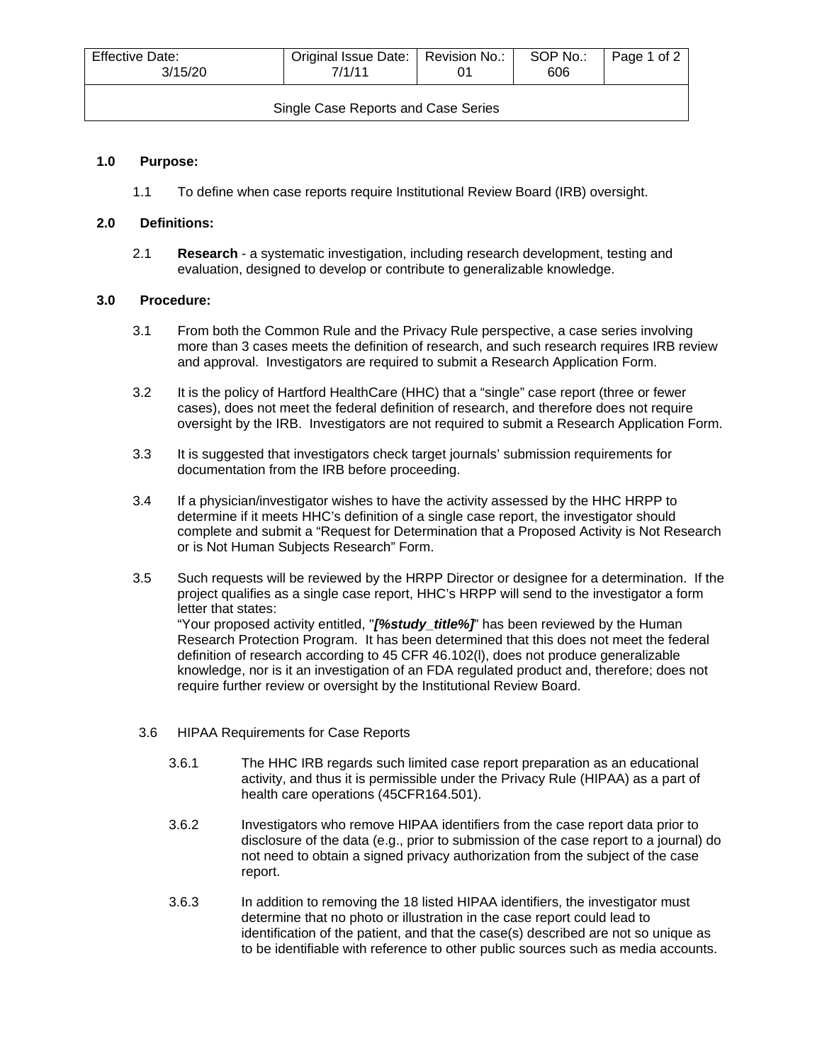| Effective Date: 3/15/20 | Original Issue Date: 7/1/11 | Revision No.: 01 | SOP No.: 606 |
| --- | --- | --- | --- |
| Single Case Reports and Case Series | | | |

**1.0 Purpose:**

1.1 To define when case reports require Institutional Review Board (IRB) oversight.

**2.0 Definitions:**

2.1 **Research** - a systematic investigation, including research development, testing and evaluation, designed to develop or contribute to generalizable knowledge.

**3.0 Procedure:**

3.1 From both the Common Rule and the Privacy Rule perspective, a case series involving more than 3 cases meets the definition of research, and such research requires IRB review and approval. Investigators are required to submit a Research Application Form.

3.2 It is the policy of Hartford HealthCare (HHC) that a "single" case report (three or fewer cases), does not meet the federal definition of research, and therefore does not require oversight by the IRB. Investigators are not required to submit a Research Application Form.

3.3 It is suggested that investigators check target journals' submission requirements for documentation from the IRB before proceeding.

3.4 If a physician/investigator wishes to have the activity assessed by the HHC HRPP to determine if it meets HHC's definition of a single case report, the investigator should complete and submit a "Request for Determination that a Proposed Activity is Not Research or is Not Human Subjects Research" Form.

3.5 Such requests will be reviewed by the HRPP Director or designee for a determination. If the project qualifies as a single case report, HHC's HRPP will send to the investigator a form letter that states:
"Your proposed activity entitled, "***[%study_title%]***" has been reviewed by the Human Research Protection Program. It has been determined that this does not meet the federal definition of research according to 45 CFR 46.102(l), does not produce generalizable knowledge, nor is it an investigation of an FDA regulated product and, therefore; does not require further review or oversight by the Institutional Review Board.

3.6 HIPAA Requirements for Case Reports

3.6.1 The HHC IRB regards such limited case report preparation as an educational activity, and thus it is permissible under the Privacy Rule (HIPAA) as a part of health care operations (45CFR164.501).

3.6.2 Investigators who remove HIPAA identifiers from the case report data prior to disclosure of the data (e.g., prior to submission of the case report to a journal) do not need to obtain a signed privacy authorization from the subject of the case report.

3.6.3 In addition to removing the 18 listed HIPAA identifiers, the investigator must determine that no photo or illustration in the case report could lead to identification of the patient, and that the case(s) described are not so unique as to be identifiable with reference to other public sources such as media accounts.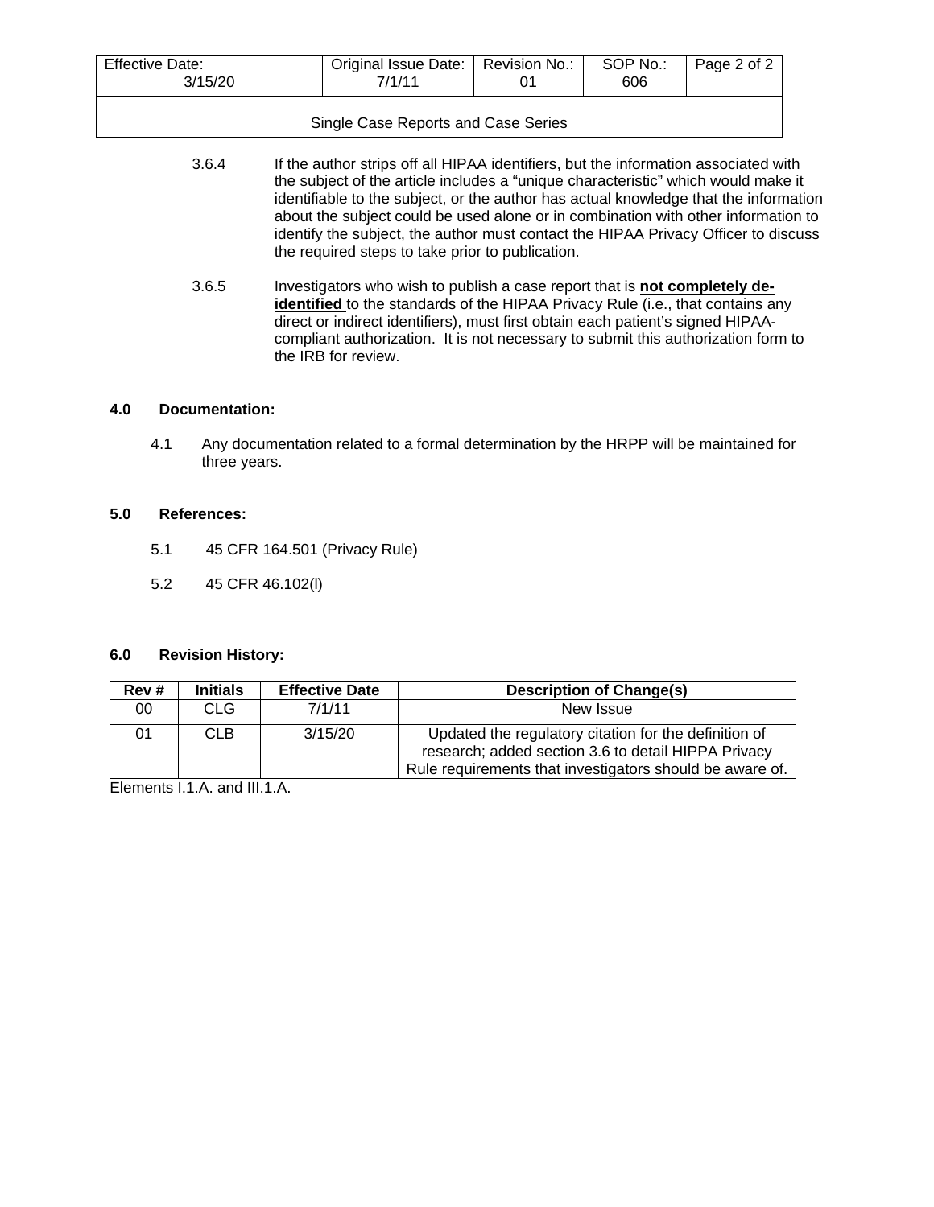3.6.4 If the author strips off all HIPAA identifiers, but the information associated with the subject of the article includes a "unique characteristic" which would make it identifiable to the subject, or the author has actual knowledge that the information about the subject could be used alone or in combination with other information to identify the subject, the author must contact the HIPAA Privacy Officer to discuss the required steps to take prior to publication.

3.6.5 Investigators who wish to publish a case report that is **not completely de-identified** to the standards of the HIPAA Privacy Rule (i.e., that contains any direct or indirect identifiers), must first obtain each patient's signed HIPAA-compliant authorization. It is not necessary to submit this authorization form to the IRB for review.

## 4.0 Documentation:

4.1 Any documentation related to a formal determination by the HRPP will be maintained for three years.

## 5.0 References:

5.1 45 CFR 164.501 (Privacy Rule)

5.2 45 CFR 46.102(l)

## 6.0 Revision History:

| Rev # | Initials | Effective Date | Description of Change(s) |
|---|---|---|---|
| 00 | CLG | 7/1/11 | New Issue |
| 01 | CLB | 3/15/20 | Updated the regulatory citation for the definition of research; added section 3.6 to detail HIPPA Privacy Rule requirements that investigators should be aware of. |

Elements I.1.A. and III.1.A.